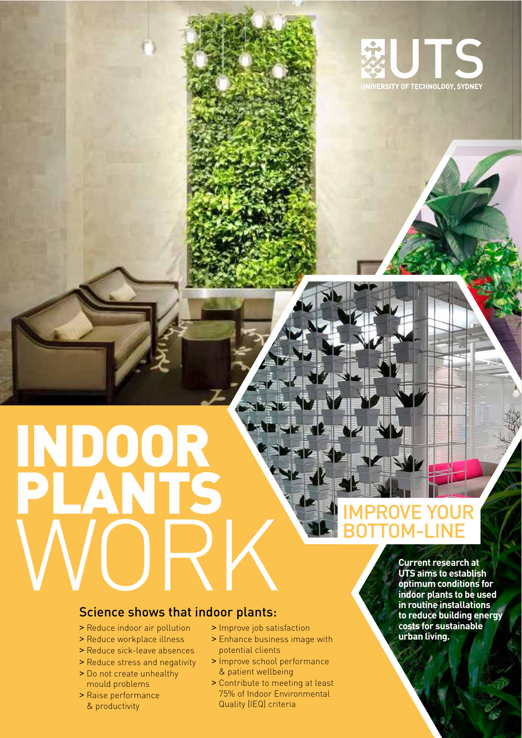UTS
UNIVERSITY OF TECHNOLOGY, SYDNEY

# INDOOR PLANTS WORK

## IMPROVE YOUR BOTTOM-LINE

**Current research at UTS aims to establish optimum conditions for indoor plants to be used in routine installations to reduce building energy costs for sustainable urban living.**

### Science shows that indoor plants:

- > Reduce indoor air pollution
- > Reduce workplace illness
- > Reduce sick-leave absences
- > Reduce stress and negativity
- > Do not create unhealthy mould problems
- > Raise performance & productivity
- > Improve job satisfaction
- > Enhance business image with potential clients
- > Improve school performance & patient wellbeing
- > Contribute to meeting at least 75% of Indoor Environmental Quality (IEQ) criteria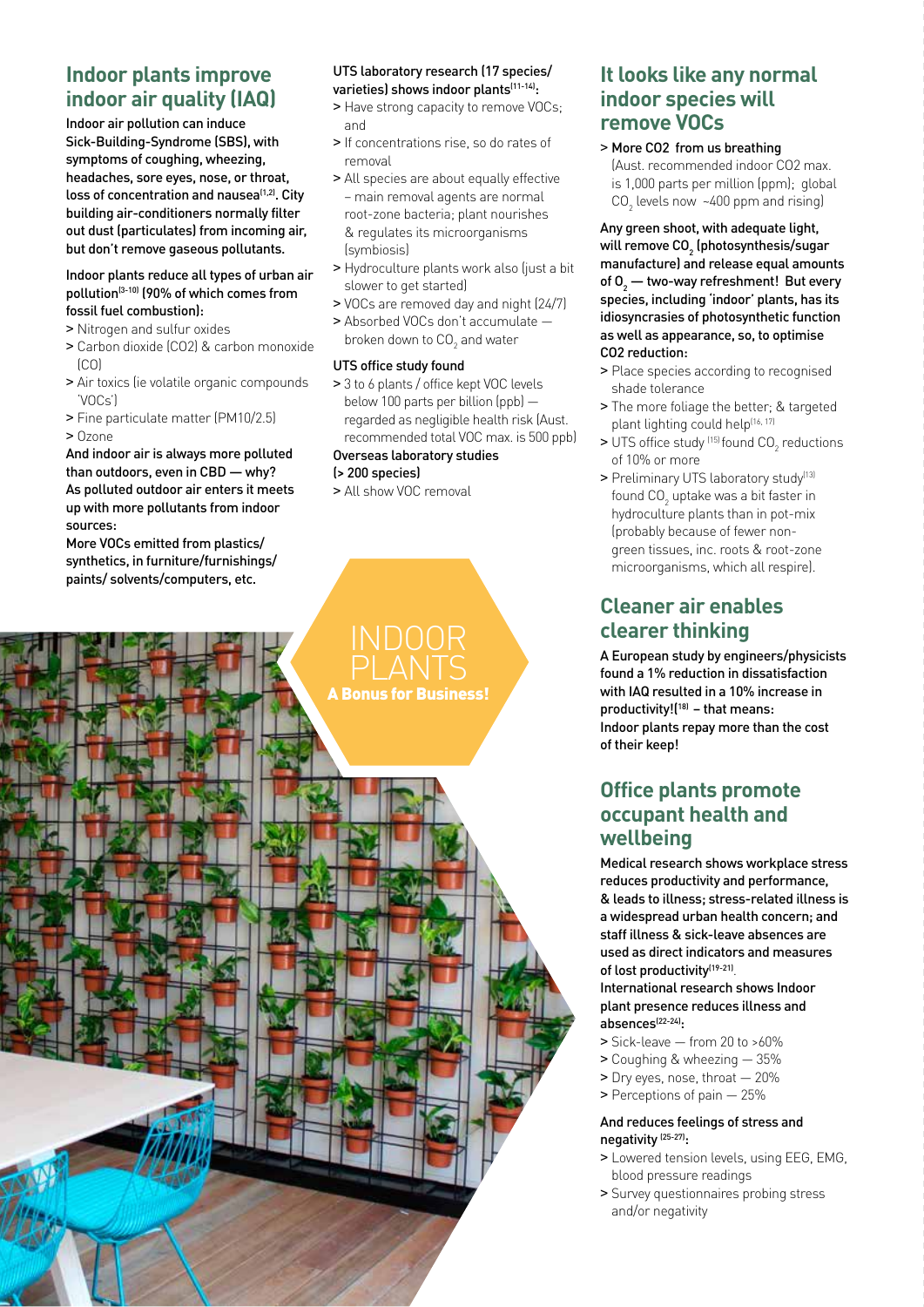## Indoor plants improve indoor air quality (IAQ)

**Indoor air pollution can induce Sick-Building-Syndrome (SBS), with symptoms of coughing, wheezing, headaches, sore eyes, nose, or throat, loss of concentration and nausea[1,2]. City building air-conditioners normally filter out dust (particulates) from incoming air, but don't remove gaseous pollutants.**

**Indoor plants reduce all types of urban air pollution[3-10] (90% of which comes from fossil fuel combustion):**

- Nitrogen and sulfur oxides
- Carbon dioxide (CO2) & carbon monoxide (CO)
- Air toxics (ie volatile organic compounds 'VOCs')
- Fine particulate matter (PM10/2.5)
- Ozone

**And indoor air is always more polluted than outdoors, even in CBD — why? As polluted outdoor air enters it meets up with more pollutants from indoor sources:**

**More VOCs emitted from plastics/ synthetics, in furniture/furnishings/ paints/ solvents/computers, etc.**

**UTS laboratory research (17 species/ varieties) shows indoor plants[11-14]:**

- Have strong capacity to remove VOCs; and
- If concentrations rise, so do rates of removal
- All species are about equally effective – main removal agents are normal root-zone bacteria; plant nourishes & regulates its microorganisms (symbiosis)
- Hydroculture plants work also (just a bit slower to get started)
- VOCs are removed day and night (24/7)
- Absorbed VOCs don't accumulate — broken down to $CO_2$ and water

**UTS office study found**

- 3 to 6 plants / office kept VOC levels below 100 parts per billion (ppb) — regarded as negligible health risk (Aust. recommended total VOC max. is 500 ppb)

**Overseas laboratory studies (> 200 species)**

- All show VOC removal

INDOOR PLANTS

**A Bonus for Business!**

## It looks like any normal indoor species will remove VOCs

- **More CO2 from us breathing** (Aust. recommended indoor CO2 max. is 1,000 parts per million (ppm); global $CO_2$ levels now ~400 ppm and rising)

**Any green shoot, with adequate light, will remove $CO_2$ (photosynthesis/sugar manufacture) and release equal amounts of $O_2$ — two-way refreshment! But every species, including 'indoor' plants, has its idiosyncrasies of photosynthetic function as well as appearance, so, to optimise CO2 reduction:**

- Place species according to recognised shade tolerance
- The more foliage the better; & targeted plant lighting could help[16, 17]
- UTS office study [15] found $CO_2$ reductions of 10% or more
- Preliminary UTS laboratory study[13] found $CO_2$ uptake was a bit faster in hydroculture plants than in pot-mix (probably because of fewer non-green tissues, inc. roots & root-zone microorganisms, which all respire).

## Cleaner air enables clearer thinking

**A European study by engineers/physicists found a 1% reduction in dissatisfaction with IAQ resulted in a 10% increase in productivity![18] – that means: Indoor plants repay more than the cost of their keep!**

## Office plants promote occupant health and wellbeing

**Medical research shows workplace stress reduces productivity and performance, & leads to illness; stress-related illness is a widespread urban health concern; and staff illness & sick-leave absences are used as direct indicators and measures of lost productivity[19-21].**

**International research shows Indoor plant presence reduces illness and absences[22-24]:**

- Sick-leave — from 20 to >60%
- Coughing & wheezing — 35%
- Dry eyes, nose, throat — 20%
- Perceptions of pain — 25%

**And reduces feelings of stress and negativity [25-27]:**

- Lowered tension levels, using EEG, EMG, blood pressure readings
- Survey questionnaires probing stress and/or negativity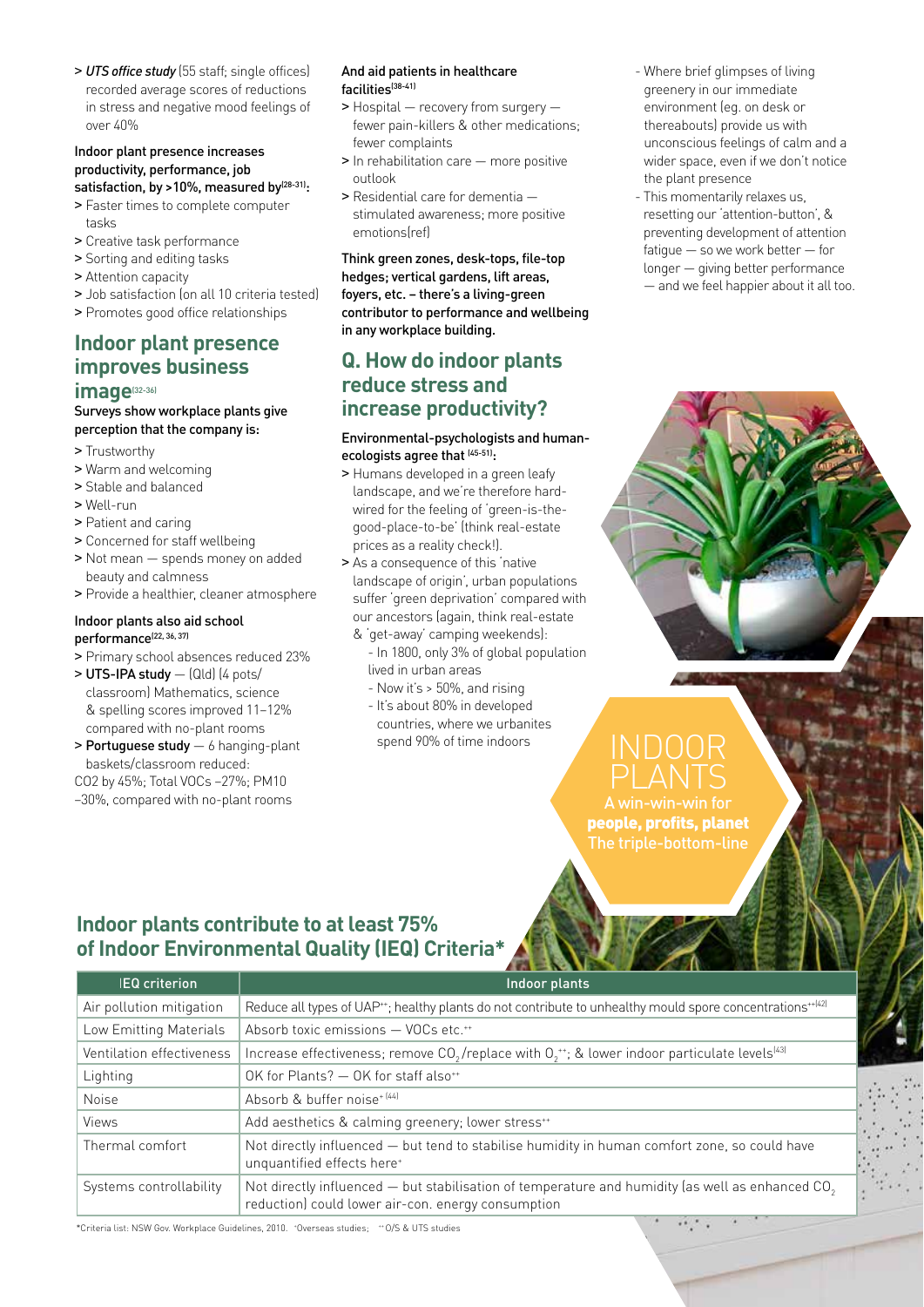> *UTS office study* (55 staff; single offices) recorded average scores of reductions in stress and negative mood feelings of over 40%

**Indoor plant presence increases productivity, performance, job satisfaction, by >10%, measured by[28-31]:**

> Faster times to complete computer tasks
> Creative task performance
> Sorting and editing tasks
> Attention capacity
> Job satisfaction (on all 10 criteria tested)
> Promotes good office relationships

## Indoor plant presence improves business image[32-36]

**Surveys show workplace plants give perception that the company is:**

> Trustworthy
> Warm and welcoming
> Stable and balanced
> Well-run
> Patient and caring
> Concerned for staff wellbeing
> Not mean — spends money on added beauty and calmness
> Provide a healthier, cleaner atmosphere

**Indoor plants also aid school performance[22, 36, 37]**

> Primary school absences reduced 23%
> **UTS-IPA study** — (Qld) (4 pots/classroom) Mathematics, science & spelling scores improved 11–12% compared with no-plant rooms
> **Portuguese study** — 6 hanging-plant baskets/classroom reduced:
CO2 by 45%; Total VOCs –27%; PM10 –30%, compared with no-plant rooms

**And aid patients in healthcare facilities[38-41]**

> Hospital — recovery from surgery — fewer pain-killers & other medications; fewer complaints
> In rehabilitation care — more positive outlook
> Residential care for dementia — stimulated awareness; more positive emotions(ref)

**Think green zones, desk-tops, file-top hedges; vertical gardens, lift areas, foyers, etc. – there's a living-green contributor to performance and wellbeing in any workplace building.**

## Q. How do indoor plants reduce stress and increase productivity?

**Environmental-psychologists and human-ecologists agree that [45-51]:**

> Humans developed in a green leafy landscape, and we're therefore hard-wired for the feeling of 'green-is-the-good-place-to-be' (think real-estate prices as a reality check!).
> As a consequence of this 'native landscape of origin', urban populations suffer 'green deprivation' compared with our ancestors (again, think real-estate & 'get-away' camping weekends):
- In 1800, only 3% of global population lived in urban areas
- Now it's > 50%, and rising
- It's about 80% in developed countries, where we urbanites spend 90% of time indoors

- Where brief glimpses of living greenery in our immediate environment (eg. on desk or thereabouts) provide us with unconscious feelings of calm and a wider space, even if we don't notice the plant presence
- This momentarily relaxes us, resetting our 'attention-button', & preventing development of attention fatigue — so we work better — for longer — giving better performance — and we feel happier about it all too.

INDOOR PLANTS
A win-win-win for
**people, profits, planet**
The triple-bottom-line

## Indoor plants contribute to at least 75% of Indoor Environmental Quality (IEQ) Criteria*

| IEQ criterion | Indoor plants |
|---|---|
| Air pollution mitigation | Reduce all types of UAP++; healthy plants do not contribute to unhealthy mould spore concentrations++[42] |
| Low Emitting Materials | Absorb toxic emissions — VOCs etc.++ |
| Ventilation effectiveness | Increase effectiveness; remove $CO_2$/replace with $O_2$++; & lower indoor particulate levels[43] |
| Lighting | OK for Plants? — OK for staff also++ |
| Noise | Absorb & buffer noise+ [44] |
| Views | Add aesthetics & calming greenery; lower stress++ |
| Thermal comfort | Not directly influenced — but tend to stabilise humidity in human comfort zone, so could have unquantified effects here+ |
| Systems controllability | Not directly influenced — but stabilisation of temperature and humidity (as well as enhanced $CO_2$ reduction) could lower air-con. energy consumption |

*Criteria list: NSW Gov. Workplace Guidelines, 2010. +Overseas studies; ++O/S & UTS studies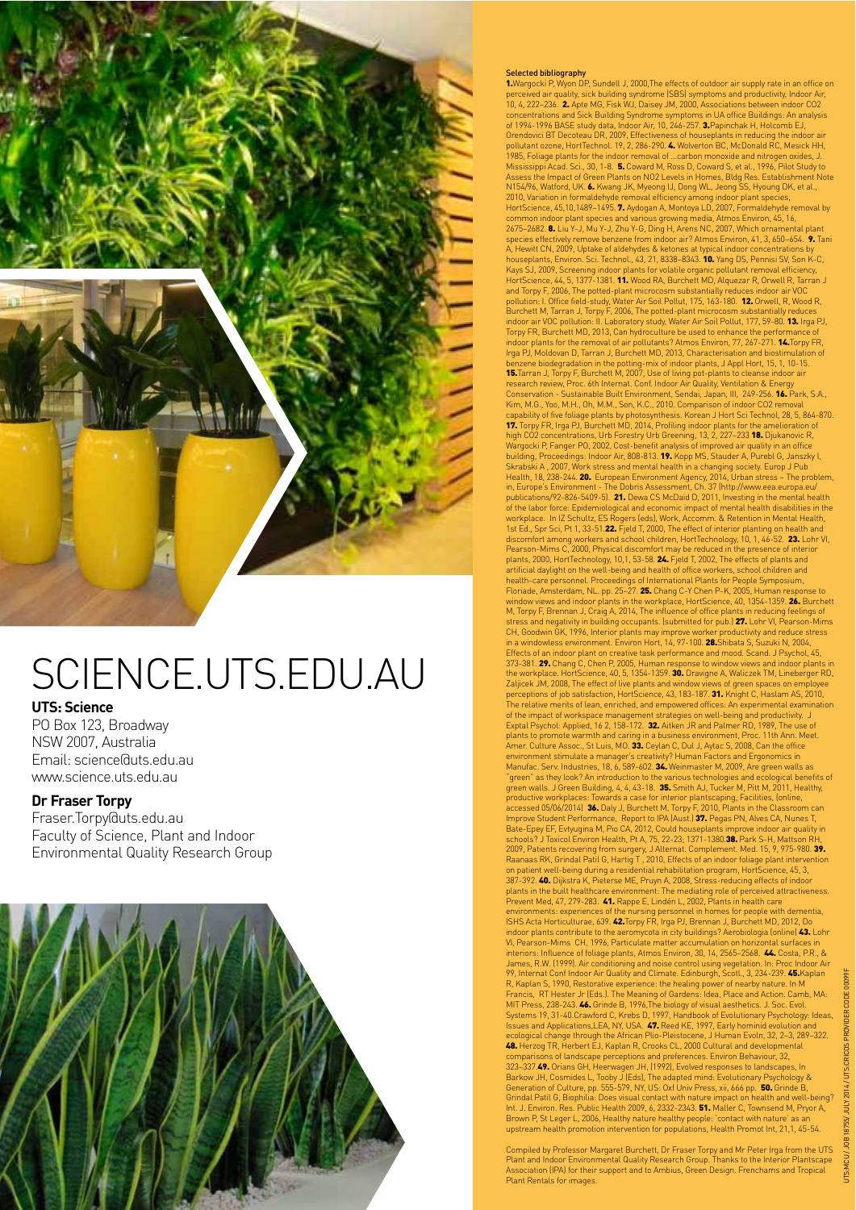# SCIENCE.UTS.EDU.AU

**UTS: Science**
PO Box 123, Broadway
NSW 2007, Australia
Email: science@uts.edu.au
www.science.uts.edu.au

**Dr Fraser Torpy**
Fraser.Torpy@uts.edu.au
Faculty of Science, Plant and Indoor Environmental Quality Research Group

## Selected bibliography

**1.** Wargocki P, Wyon DP, Sundell J, 2000, The effects of outdoor air supply rate in an office on perceived air quality, sick building syndrome (SBS) symptoms and productivity, Indoor Air, 10, 4, 222–236. **2.** Apte MG, Fisk WJ, Daisey JM, 2000, Associations between indoor CO2 concentrations and Sick Building Syndrome symptoms in UA office Buildings: An analysis of 1994-1996 BASE study data, Indoor Air, 10, 246-257. **3.** Papinchak H, Holcomb EJ, Orendovici BT Decoteau DR, 2009, Effectiveness of houseplants in reducing the indoor air pollutant ozone, HortTechnol. 19, 2, 286-290. **4.** Wolverton BC, McDonald RC, Mesick HH, 1985, Foliage plants for the indoor removal of ...carbon monoxide and nitrogen oxides, J. Mississippi Acad. Sci., 30, 1-8. **5.** Coward M, Ross D, Coward S, et al., 1996, Pilot Study to Assess the Impact of Green Plants on NO2 Levels in Homes, Bldg Res. Establishment Note N154/96, Watford, UK. **6.** Kwang JK, Myeong IJ, Dong WL, Jeong SS, Hyoung DK, et al., 2010, Variation in formaldehyde removal efficiency among indoor plant species, HortScience, 45,10,1489–1495. **7.** Aydogan A, Montoya LD, 2007, Formaldehyde removal by common indoor plant species and various growing media, Atmos Environ, 45, 16, 2675–2682. **8.** Liu Y-J, Mu Y-J, Zhu Y-G, Ding H, Arens NC, 2007, Which ornamental plant species effectively remove benzene from indoor air? Atmos Environ, 41, 3, 650–654. **9.** Tani A, Hewitt CN, 2009, Uptake of aldehydes & ketones at typical indoor concentrations by houseplants, Environ. Sci. Technol., 43, 21, 8338–8343. **10.** Yang DS, Pennisi SV, Son K-C, Kays SJ, 2009, Screening indoor plants for volatile organic pollutant removal efficiency, HortScience, 44, 5, 1377-1381. **11.** Wood RA, Burchett MD, Alquezar R, Orwell RL, Tarran J and Torpy F, 2006, The potted-plant microcosm substantially reduces indoor air VOC pollution: I. Office field-study, Water Air Soil Pollut, 175, 163-180. **12.** Orwell, R, Wood R, Burchett M, Tarran J, Torpy F, 2006, The potted-plant microcosm substantially reduces indoor air VOC pollution: II. Laboratory study, Water Air Soil Pollut, 177, 59-80. **13.** Irga PJ, Torpy FR, Burchett MD, 2013, Can hydroculture be used to enhance the performance of indoor plants for the removal of air pollutants? Atmos Environ, 77, 267-271. **14.** Torpy FR, Irga PJ, Moldovan D, Tarran J, Burchett MD, 2013, Characterisation and biostimulation of benzene biodegradation in the potting-mix of indoor plants, J Appl Hort, 15, 1, 10-15. **15.** Tarran J, Torpy F, Burchett M, 2007, Use of living pot-plants to cleanse indoor air research review, Proc. 6th Internat. Conf. Indoor Air Quality, Ventilation & Energy Conservation - Sustainable Built Environment, Sendai, Japan, III, 249-256. **16.** Park, S.A., Kim, M.G., Yoo, M.H., Oh, M.M., Son, K.C., 2010. Comparison of indoor CO2 removal capability of five foliage plants by photosynthesis. Korean J Hort Sci Technol, 28, 5, 864-870. **17.** Torpy FR, Irga PJ, Burchett MD, 2014, Profiling indoor plants for the amelioration of high CO2 concentrations, Urb Forestry Urb Greening, 13, 2, 227–233 **18.** Djukanovic R, Wargocki P, Fanger PO, 2002, Cost-benefit analysis of improved air quality in an office building, Proceedings: Indoor Air, 808-813. **19.** Kopp MS, Stauder A, Purebl G, Janszky I, Skrabski A , 2007, Work stress and mental health in a changing society. Europ J Pub Health, 18, 238-244. **20.** European Environment Agency, 2014, Urban stress – The problem, in, Europe's Environment - The Dobris Assessment, Ch. 37 (http://www.eea.europa.eu/publications/92-826-5409-5). **21.** Dewa CS McDaid D, 2011, Investing in the mental health of the labor force: Epidemiological and economic impact of mental health disabilities in the workplace. In IZ Schultz, ES Rogers (eds), Work, Accomm. & Retention in Mental Health, 1st Ed., Spr Sci, Pt 1, 33-51. **22.** Fjeld T, 2000, The effect of interior planting on health and discomfort among workers and school children, HortTechnology, 10, 1, 46-52. **23.** Lohr VI, Pearson-Mims C, 2000, Physical discomfort may be reduced in the presence of interior plants, 2000, HortTechnology, 10,1, 53-58. **24.** Fjeld T, 2002, The effects of plants and artificial daylight on the well-being and health of office workers, school children and health-care personnel. Proceedings of International Plants for People Symposium, Floriade, Amsterdam, NL. pp. 25–27. **25.** Chang C-Y Chen P-K, 2005, Human response to window views and indoor plants in the workplace, HortScience, 40, 1354-1359. **26.** Burchett M, Torpy F, Brennan J, Craig A, 2014, The influence of office plants in reducing feelings of stress and negativity in building occupants. (submitted for pub.) **27.** Lohr VI, Pearson-Mims CH, Goodwin GK, 1996, Interior plants may improve worker productivity and reduce stress in a windowless environment. Environ Hort, 14, 97-100. **28.** Shibata S, Suzuki N, 2004, Effects of an indoor plant on creative task performance and mood. Scand: J Psychol, 45, 373-381. **29.** Chang C, Chen P, 2005, Human response to window views and indoor plants in the workplace. HortScience, 40, 5, 1354-1359. **30.** Dravigne A, Waliczek TM, Lineberger RD, Zaljicek JM, 2008, The effect of live plants and window views of green spaces on employee perceptions of job satisfaction, HortScience, 43, 183-187. **31.** Knight C, Haslam AS, 2010, The relative merits of lean, enriched, and empowered offices: An experimental examination of the impact of workspace management strategies on well-being and productivity. J Exptal Psychol: Applied, 16 2, 158-172. **32.** Aitken JR and Palmer RD, 1989, The use of plants to promote warmth and caring in a business environment, Proc. 11th Ann. Meet. Amer. Culture Assoc., St Luis, MO. **33.** Ceylan C, Dul J, Aytac S, 2008, Can the office environment stimulate a manager's creativity? Human Factors and Ergonomics in Manufac. Serv. Industries, 18, 6, 589-602. **34.** Weinmaster M, 2009, Are green walls as "green" as they look? An introduction to the various technologies and ecological benefits of green walls. J Green Building, 4, 4, 43-18. **35.** Smith AJ, Tucker M, Pitt M, 2011, Healthy, productive workplaces: Towards a case for interior plantscaping, Facilities, (online, accessed 05/06/2014) **36.** Daly J, Burchett M, Torpy F, 2010, Plants in the Classroom can Improve Student Performance, Report to IPA (Aust.) **37.** Pegas PN, Alves CA, Nunes T, Bate-Epey EF, Evtyugina M, Pio CA, 2012, Could houseplants improve indoor air quality in schools? J Toxicol Environ Health, Pt A, 75, 22-23; 1371-1380. **38.** Park S-H, Mattson RH, 2009, Patients recovering from surgery, J Alternat. Complement. Med. 15, 9, 975-980. **39.** Raanaas RK, Grindal Patil G, Hartig T , 2010, Effects of an indoor foliage plant intervention on patient well-being during a residential rehabilitation program, HortScience, 45, 3, 387-392. **40.** Dijkstra K, Pieterse ME, Pruyn A, 2008, Stress-reducing effects of indoor plants in the built healthcare environment: The mediating role of perceived attractiveness. Prevent Med, 47, 279-283. **41.** Rappe E, Lindén L, 2002, Plants in health care environments: experiences of the nursing personnel in homes for people with dementia, ISHS Acta Horticulturae, 639. **42.** Torpy FR, Irga PJ, Brennan J, Burchett MD, 2012, Do indoor plants contribute to the aeromycota in city buildings? Aerobiologia (online) **43.** Lohr VI, Pearson-Mims CH, 1996, Particulate matter accumulation on horizontal surfaces in interiors: Influence of foliage plants, Atmos Environ, 30, 14, 2565-2568. **44.** Costa, P.R., & James, R.W. (1999). Air conditioning and noise control using vegetation. In: Proc Indoor Air 99, Internat Conf Indoor Air Quality and Climate. Edinburgh, Scotl., 3, 234-239. **45.** Kaplan R, Kaplan S, 1990, Restorative experience: the healing power of nearby nature. In M Francis, RT Hester Jr (Eds.). The Meaning of Gardens: Idea, Place and Action. Camb, MA: MIT Press, 238-243. **46.** Grinde B, 1996, The biology of visual aesthetics. J. Soc. Evol. Systems 19, 31-40.Crawford C, Krebs D, 1997, Handbook of Evolutionary Psychology: Ideas, Issues and Applications,LEA, NY, USA. **47.** Reed KE, 1997, Early hominid evolution and ecological change through the African Plio-Pleistocene, J Human Evoln, 32, 2–3, 289–322. **48.** Herzog TR, Herbert EJ, Kaplan R, Crooks CL, 2000 Cultural and developmental comparisons of landscape perceptions and preferences. Environ Behaviour, 32, 323–337. **49.** Orians GH, Heerwagen JH, (1992), Evolved responses to landscapes, In Barkow JH, Cosmides L, Tooby J (Eds), The adapted mind: Evolutionary Psychology & Generation of Culture, pp. 555-579, NY, US: Oxf Univ Press, xii, 666 pp. **50.** Grinde B, Grindal Patil G, Biophilia: Does visual contact with nature impact on health and well-being? Int. J. Environ. Res. Public Health 2009, 6, 2332-2343. **51.** Maller C, Townsend M, Pryor A, Brown P, St Leger L, 2006, Healthy nature healthy people: 'contact with nature' as an upstream health promotion intervention for populations, Health Promot Int, 21,1, 45-54.

Compiled by Professor Margaret Burchett, Dr Fraser Torpy and Mr Peter Irga from the UTS Plant and Indoor Environmental Quality Research Group. Thanks to the Interior Plantscape Association (IPA) for their support and to Ambius, Green Design. Frenchams and Tropical Plant Rentals for images.

UTS-MCU / JOB 18755/ JULY 2014 / UTS CRICOS PROVIDER CODE 00099F